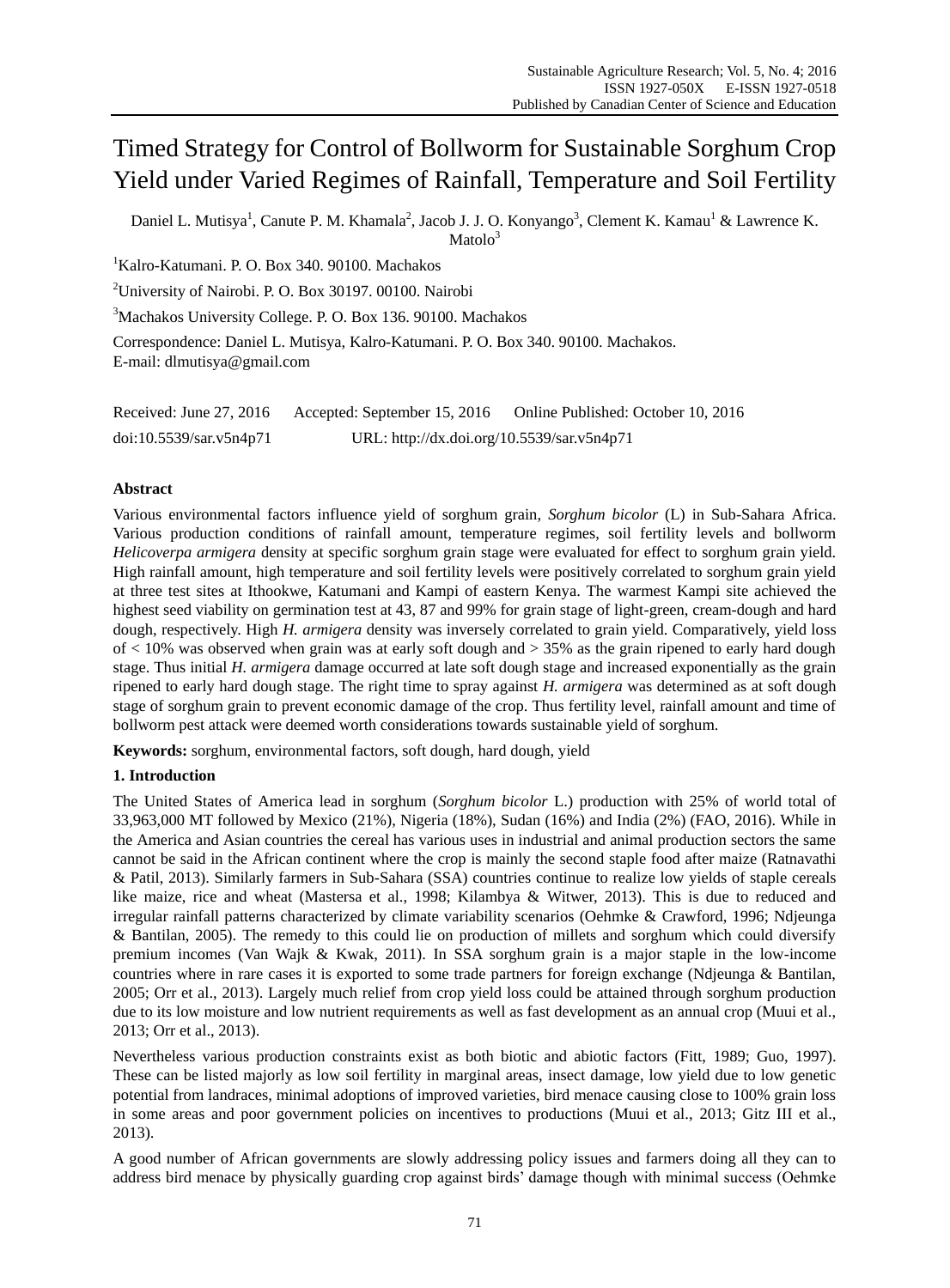# Timed Strategy for Control of Bollworm for Sustainable Sorghum Crop Yield under Varied Regimes of Rainfall, Temperature and Soil Fertility

Daniel L. Mutisya[1], Canute P. M. Khamala[2], Jacob J. J. O. Konyango[3], Clement K. Kamau[1] & Lawrence K. Matolo[3]

[1]Kalro-Katumani. P. O. Box 340. 90100. Machakos

[2]University of Nairobi. P. O. Box 30197. 00100. Nairobi

[3]Machakos University College. P. O. Box 136. 90100. Machakos

Correspondence: Daniel L. Mutisya, Kalro-Katumani. P. O. Box 340. 90100. Machakos. E-mail: dlmutisya@gmail.com

Received: June 27, 2016 Accepted: September 15, 2016 Online Published: October 10, 2016

doi:10.5539/sar.v5n4p71 URL: http://dx.doi.org/10.5539/sar.v5n4p71

## Abstract

Various environmental factors influence yield of sorghum grain, *Sorghum bicolor* (L) in Sub-Sahara Africa. Various production conditions of rainfall amount, temperature regimes, soil fertility levels and bollworm *Helicoverpa armigera* density at specific sorghum grain stage were evaluated for effect to sorghum grain yield. High rainfall amount, high temperature and soil fertility levels were positively correlated to sorghum grain yield at three test sites at Ithookwe, Katumani and Kampi of eastern Kenya. The warmest Kampi site achieved the highest seed viability on germination test at 43, 87 and 99% for grain stage of light-green, cream-dough and hard dough, respectively. High *H. armigera* density was inversely correlated to grain yield. Comparatively, yield loss of < 10% was observed when grain was at early soft dough and > 35% as the grain ripened to early hard dough stage. Thus initial *H. armigera* damage occurred at late soft dough stage and increased exponentially as the grain ripened to early hard dough stage. The right time to spray against *H. armigera* was determined as at soft dough stage of sorghum grain to prevent economic damage of the crop. Thus fertility level, rainfall amount and time of bollworm pest attack were deemed worth considerations towards sustainable yield of sorghum.

**Keywords:** sorghum, environmental factors, soft dough, hard dough, yield

## 1. Introduction

The United States of America lead in sorghum (*Sorghum bicolor* L.) production with 25% of world total of 33,963,000 MT followed by Mexico (21%), Nigeria (18%), Sudan (16%) and India (2%) (FAO, 2016). While in the America and Asian countries the cereal has various uses in industrial and animal production sectors the same cannot be said in the African continent where the crop is mainly the second staple food after maize (Ratnavathi & Patil, 2013). Similarly farmers in Sub-Sahara (SSA) countries continue to realize low yields of staple cereals like maize, rice and wheat (Mastersa et al., 1998; Kilambya & Witwer, 2013). This is due to reduced and irregular rainfall patterns characterized by climate variability scenarios (Oehmke & Crawford, 1996; Ndjeunga & Bantilan, 2005). The remedy to this could lie on production of millets and sorghum which could diversify premium incomes (Van Wajk & Kwak, 2011). In SSA sorghum grain is a major staple in the low-income countries where in rare cases it is exported to some trade partners for foreign exchange (Ndjeunga & Bantilan, 2005; Orr et al., 2013). Largely much relief from crop yield loss could be attained through sorghum production due to its low moisture and low nutrient requirements as well as fast development as an annual crop (Muui et al., 2013; Orr et al., 2013).

Nevertheless various production constraints exist as both biotic and abiotic factors (Fitt, 1989; Guo, 1997). These can be listed majorly as low soil fertility in marginal areas, insect damage, low yield due to low genetic potential from landraces, minimal adoptions of improved varieties, bird menace causing close to 100% grain loss in some areas and poor government policies on incentives to productions (Muui et al., 2013; Gitz III et al., 2013).

A good number of African governments are slowly addressing policy issues and farmers doing all they can to address bird menace by physically guarding crop against birds' damage though with minimal success (Oehmke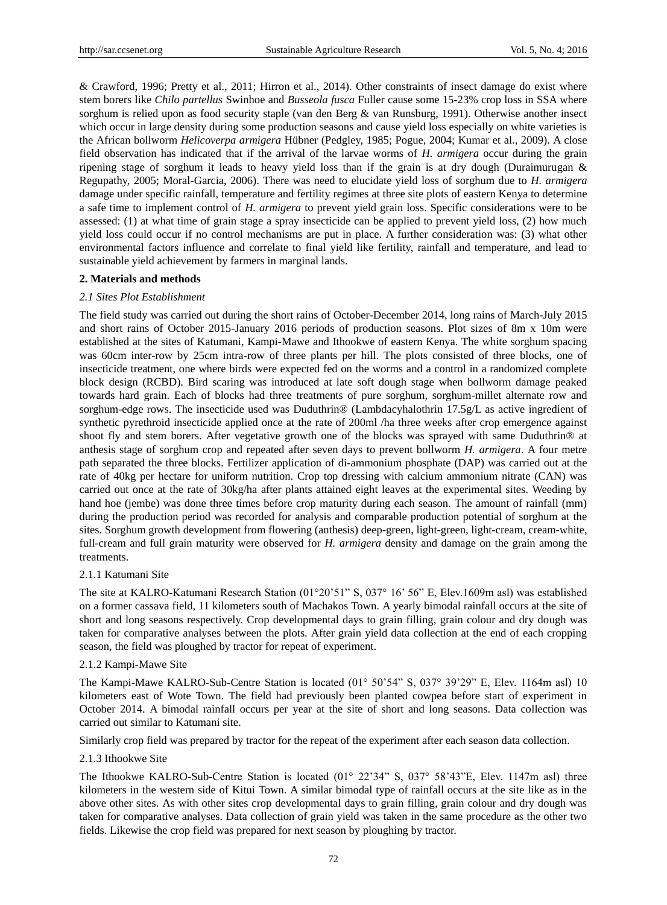& Crawford, 1996; Pretty et al., 2011; Hirron et al., 2014). Other constraints of insect damage do exist where stem borers like *Chilo partellus* Swinhoe and *Busseola fusca* Fuller cause some 15-23% crop loss in SSA where sorghum is relied upon as food security staple (van den Berg & van Runsburg, 1991). Otherwise another insect which occur in large density during some production seasons and cause yield loss especially on white varieties is the African bollworm *Helicoverpa armigera* Hübner (Pedgley, 1985; Pogue, 2004; Kumar et al., 2009). A close field observation has indicated that if the arrival of the larvae worms of *H. armigera* occur during the grain ripening stage of sorghum it leads to heavy yield loss than if the grain is at dry dough (Duraimurugan & Regupathy, 2005; Moral-Garcia, 2006). There was need to elucidate yield loss of sorghum due to *H. armigera* damage under specific rainfall, temperature and fertility regimes at three site plots of eastern Kenya to determine a safe time to implement control of *H. armigera* to prevent yield grain loss. Specific considerations were to be assessed: (1) at what time of grain stage a spray insecticide can be applied to prevent yield loss, (2) how much yield loss could occur if no control mechanisms are put in place. A further consideration was: (3) what other environmental factors influence and correlate to final yield like fertility, rainfall and temperature, and lead to sustainable yield achievement by farmers in marginal lands.

## 2. Materials and methods

### *2.1 Sites Plot Establishment*

The field study was carried out during the short rains of October-December 2014, long rains of March-July 2015 and short rains of October 2015-January 2016 periods of production seasons. Plot sizes of 8m x 10m were established at the sites of Katumani, Kampi-Mawe and Ithookwe of eastern Kenya. The white sorghum spacing was 60cm inter-row by 25cm intra-row of three plants per hill. The plots consisted of three blocks, one of insecticide treatment, one where birds were expected fed on the worms and a control in a randomized complete block design (RCBD). Bird scaring was introduced at late soft dough stage when bollworm damage peaked towards hard grain. Each of blocks had three treatments of pure sorghum, sorghum-millet alternate row and sorghum-edge rows. The insecticide used was Duduthrin® (Lambdacyhalothrin 17.5g/L as active ingredient of synthetic pyrethroid insecticide applied once at the rate of 200ml /ha three weeks after crop emergence against shoot fly and stem borers. After vegetative growth one of the blocks was sprayed with same Duduthrin® at anthesis stage of sorghum crop and repeated after seven days to prevent bollworm *H. armigera*. A four metre path separated the three blocks. Fertilizer application of di-ammonium phosphate (DAP) was carried out at the rate of 40kg per hectare for uniform nutrition. Crop top dressing with calcium ammonium nitrate (CAN) was carried out once at the rate of 30kg/ha after plants attained eight leaves at the experimental sites. Weeding by hand hoe (jembe) was done three times before crop maturity during each season. The amount of rainfall (mm) during the production period was recorded for analysis and comparable production potential of sorghum at the sites. Sorghum growth development from flowering (anthesis) deep-green, light-green, light-cream, cream-white, full-cream and full grain maturity were observed for *H. armigera* density and damage on the grain among the treatments.

#### 2.1.1 Katumani Site

The site at KALRO-Katumani Research Station (01°20'51" S, 037° 16' 56" E, Elev.1609m asl) was established on a former cassava field, 11 kilometers south of Machakos Town. A yearly bimodal rainfall occurs at the site of short and long seasons respectively. Crop developmental days to grain filling, grain colour and dry dough was taken for comparative analyses between the plots. After grain yield data collection at the end of each cropping season, the field was ploughed by tractor for repeat of experiment.

#### 2.1.2 Kampi-Mawe Site

The Kampi-Mawe KALRO-Sub-Centre Station is located (01° 50'54" S, 037° 39'29" E, Elev. 1164m asl) 10 kilometers east of Wote Town. The field had previously been planted cowpea before start of experiment in October 2014. A bimodal rainfall occurs per year at the site of short and long seasons. Data collection was carried out similar to Katumani site.

Similarly crop field was prepared by tractor for the repeat of the experiment after each season data collection.

#### 2.1.3 Ithookwe Site

The Ithookwe KALRO-Sub-Centre Station is located (01° 22'34" S, 037° 58'43"E, Elev. 1147m asl) three kilometers in the western side of Kitui Town. A similar bimodal type of rainfall occurs at the site like as in the above other sites. As with other sites crop developmental days to grain filling, grain colour and dry dough was taken for comparative analyses. Data collection of grain yield was taken in the same procedure as the other two fields. Likewise the crop field was prepared for next season by ploughing by tractor.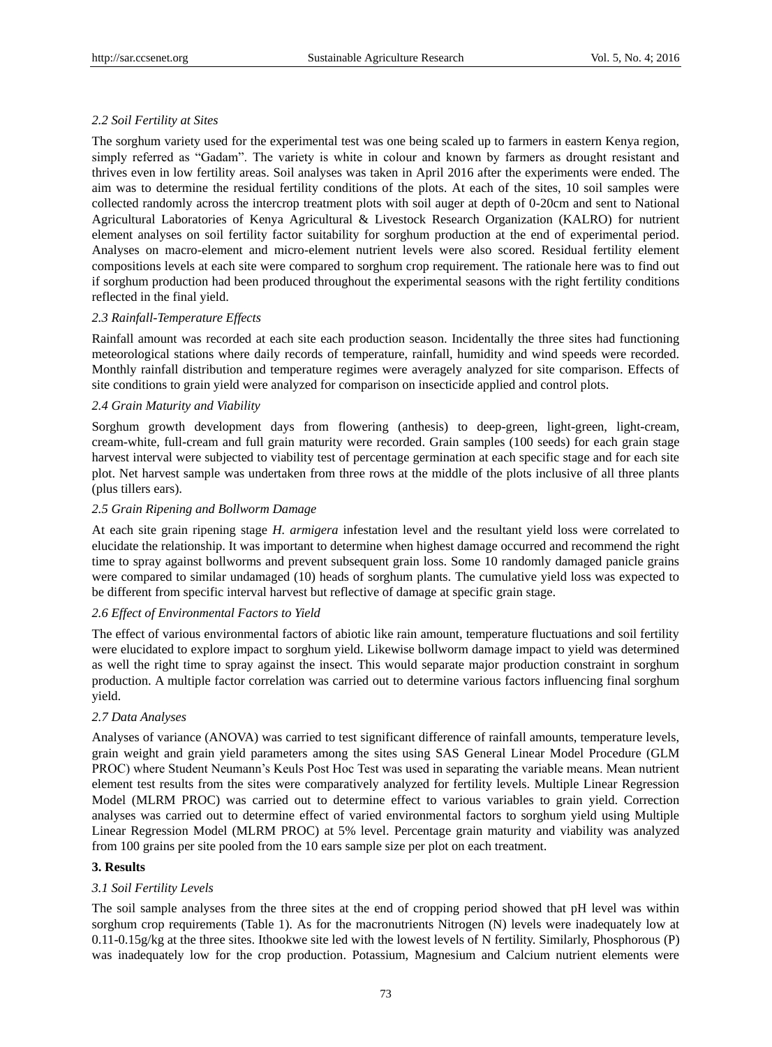### 2.2 Soil Fertility at Sites

The sorghum variety used for the experimental test was one being scaled up to farmers in eastern Kenya region, simply referred as "Gadam". The variety is white in colour and known by farmers as drought resistant and thrives even in low fertility areas. Soil analyses was taken in April 2016 after the experiments were ended. The aim was to determine the residual fertility conditions of the plots. At each of the sites, 10 soil samples were collected randomly across the intercrop treatment plots with soil auger at depth of 0-20cm and sent to National Agricultural Laboratories of Kenya Agricultural & Livestock Research Organization (KALRO) for nutrient element analyses on soil fertility factor suitability for sorghum production at the end of experimental period. Analyses on macro-element and micro-element nutrient levels were also scored. Residual fertility element compositions levels at each site were compared to sorghum crop requirement. The rationale here was to find out if sorghum production had been produced throughout the experimental seasons with the right fertility conditions reflected in the final yield.

### 2.3 Rainfall-Temperature Effects

Rainfall amount was recorded at each site each production season. Incidentally the three sites had functioning meteorological stations where daily records of temperature, rainfall, humidity and wind speeds were recorded. Monthly rainfall distribution and temperature regimes were averagely analyzed for site comparison. Effects of site conditions to grain yield were analyzed for comparison on insecticide applied and control plots.

### 2.4 Grain Maturity and Viability

Sorghum growth development days from flowering (anthesis) to deep-green, light-green, light-cream, cream-white, full-cream and full grain maturity were recorded. Grain samples (100 seeds) for each grain stage harvest interval were subjected to viability test of percentage germination at each specific stage and for each site plot. Net harvest sample was undertaken from three rows at the middle of the plots inclusive of all three plants (plus tillers ears).

### 2.5 Grain Ripening and Bollworm Damage

At each site grain ripening stage *H. armigera* infestation level and the resultant yield loss were correlated to elucidate the relationship. It was important to determine when highest damage occurred and recommend the right time to spray against bollworms and prevent subsequent grain loss. Some 10 randomly damaged panicle grains were compared to similar undamaged (10) heads of sorghum plants. The cumulative yield loss was expected to be different from specific interval harvest but reflective of damage at specific grain stage.

### 2.6 Effect of Environmental Factors to Yield

The effect of various environmental factors of abiotic like rain amount, temperature fluctuations and soil fertility were elucidated to explore impact to sorghum yield. Likewise bollworm damage impact to yield was determined as well the right time to spray against the insect. This would separate major production constraint in sorghum production. A multiple factor correlation was carried out to determine various factors influencing final sorghum yield.

### 2.7 Data Analyses

Analyses of variance (ANOVA) was carried to test significant difference of rainfall amounts, temperature levels, grain weight and grain yield parameters among the sites using SAS General Linear Model Procedure (GLM PROC) where Student Neumann's Keuls Post Hoc Test was used in separating the variable means. Mean nutrient element test results from the sites were comparatively analyzed for fertility levels. Multiple Linear Regression Model (MLRM PROC) was carried out to determine effect to various variables to grain yield. Correction analyses was carried out to determine effect of varied environmental factors to sorghum yield using Multiple Linear Regression Model (MLRM PROC) at 5% level. Percentage grain maturity and viability was analyzed from 100 grains per site pooled from the 10 ears sample size per plot on each treatment.

## 3. Results

### 3.1 Soil Fertility Levels

The soil sample analyses from the three sites at the end of cropping period showed that pH level was within sorghum crop requirements (Table 1). As for the macronutrients Nitrogen (N) levels were inadequately low at 0.11-0.15g/kg at the three sites. Ithookwe site led with the lowest levels of N fertility. Similarly, Phosphorous (P) was inadequately low for the crop production. Potassium, Magnesium and Calcium nutrient elements were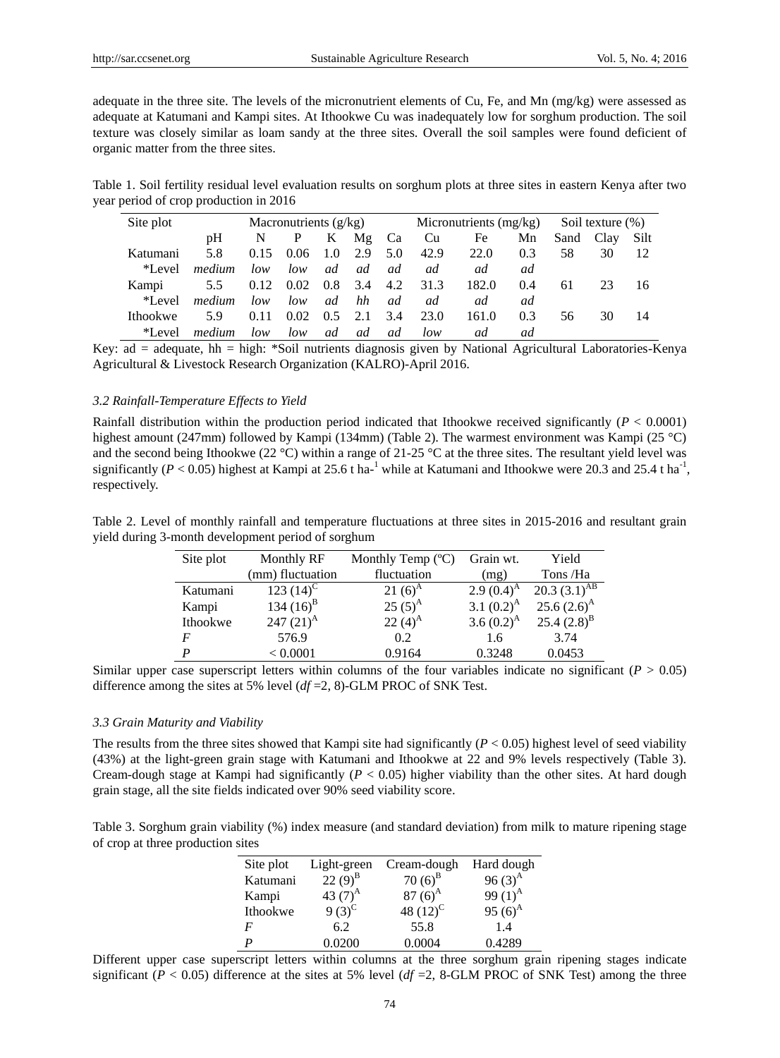adequate in the three site. The levels of the micronutrient elements of Cu, Fe, and Mn (mg/kg) were assessed as adequate at Katumani and Kampi sites. At Ithookwe Cu was inadequately low for sorghum production. The soil texture was closely similar as loam sandy at the three sites. Overall the soil samples were found deficient of organic matter from the three sites.

Table 1. Soil fertility residual level evaluation results on sorghum plots at three sites in eastern Kenya after two year period of crop production in 2016

| Site plot | | Macronutrients (g/kg) | | | | | Micronutrients (mg/kg) | | | Soil texture (%) | | |
|---|---|---|---|---|---|---|---|---|---|---|---|---|
| | pH | N | P | K | Mg | Ca | Cu | Fe | Mn | Sand | Clay | Silt |
| Katumani | 5.8 | 0.15 | 0.06 | 1.0 | 2.9 | 5.0 | 42.9 | 22.0 | 0.3 | 58 | 30 | 12 |
| *Level | *medium* | *low* | *low* | *ad* | *ad* | *ad* | *ad* | *ad* | *ad* | | | |
| Kampi | 5.5 | 0.12 | 0.02 | 0.8 | 3.4 | 4.2 | 31.3 | 182.0 | 0.4 | 61 | 23 | 16 |
| *Level | *medium* | *low* | *low* | *ad* | *hh* | *ad* | *ad* | *ad* | *ad* | | | |
| Ithookwe | 5.9 | 0.11 | 0.02 | 0.5 | 2.1 | 3.4 | 23.0 | 161.0 | 0.3 | 56 | 30 | 14 |
| *Level | *medium* | *low* | *low* | *ad* | *ad* | *ad* | *low* | *ad* | *ad* | | | |

Key: ad = adequate, hh = high: *Soil nutrients diagnosis given by National Agricultural Laboratories-Kenya Agricultural & Livestock Research Organization (KALRO)-April 2016.

### 3.2 Rainfall-Temperature Effects to Yield

Rainfall distribution within the production period indicated that Ithookwe received significantly ($P$ < 0.0001) highest amount (247mm) followed by Kampi (134mm) (Table 2). The warmest environment was Kampi (25 °C) and the second being Ithookwe (22 °C) within a range of 21-25 °C at the three sites. The resultant yield level was significantly ($P$ < 0.05) highest at Kampi at 25.6 t ha$^{-1}$ while at Katumani and Ithookwe were 20.3 and 25.4 t ha$^{-1}$, respectively.

Table 2. Level of monthly rainfall and temperature fluctuations at three sites in 2015-2016 and resultant grain yield during 3-month development period of sorghum

| Site plot | Monthly RF (mm) fluctuation | Monthly Temp (ºC) fluctuation | Grain wt. (mg) | Yield Tons /Ha |
|---|---|---|---|---|
| Katumani | 123 (14)$^{C}$ | 21 (6)$^{A}$ | 2.9 (0.4)$^{A}$ | 20.3 (3.1)$^{AB}$ |
| Kampi | 134 (16)$^{B}$ | 25 (5)$^{A}$ | 3.1 (0.2)$^{A}$ | 25.6 (2.6)$^{A}$ |
| Ithookwe | 247 (21)$^{A}$ | 22 (4)$^{A}$ | 3.6 (0.2)$^{A}$ | 25.4 (2.8)$^{B}$ |
| $F$ | 576.9 | 0.2 | 1.6 | 3.74 |
| $P$ | < 0.0001 | 0.9164 | 0.3248 | 0.0453 |

Similar upper case superscript letters within columns of the four variables indicate no significant ($P$ > 0.05) difference among the sites at 5% level ($df$ =2, 8)-GLM PROC of SNK Test.

### 3.3 Grain Maturity and Viability

The results from the three sites showed that Kampi site had significantly ($P$ < 0.05) highest level of seed viability (43%) at the light-green grain stage with Katumani and Ithookwe at 22 and 9% levels respectively (Table 3). Cream-dough stage at Kampi had significantly ($P$ < 0.05) higher viability than the other sites. At hard dough grain stage, all the site fields indicated over 90% seed viability score.

Table 3. Sorghum grain viability (%) index measure (and standard deviation) from milk to mature ripening stage of crop at three production sites

| Site plot | Light-green | Cream-dough | Hard dough |
|---|---|---|---|
| Katumani | 22 (9)$^{B}$ | 70 (6)$^{B}$ | 96 (3)$^{A}$ |
| Kampi | 43 (7)$^{A}$ | 87 (6)$^{A}$ | 99 (1)$^{A}$ |
| Ithookwe | 9 (3)$^{C}$ | 48 (12)$^{C}$ | 95 (6)$^{A}$ |
| $F$ | 6.2 | 55.8 | 1.4 |
| $P$ | 0.0200 | 0.0004 | 0.4289 |

Different upper case superscript letters within columns at the three sorghum grain ripening stages indicate significant ($P$ < 0.05) difference at the sites at 5% level ($df$ =2, 8-GLM PROC of SNK Test) among the three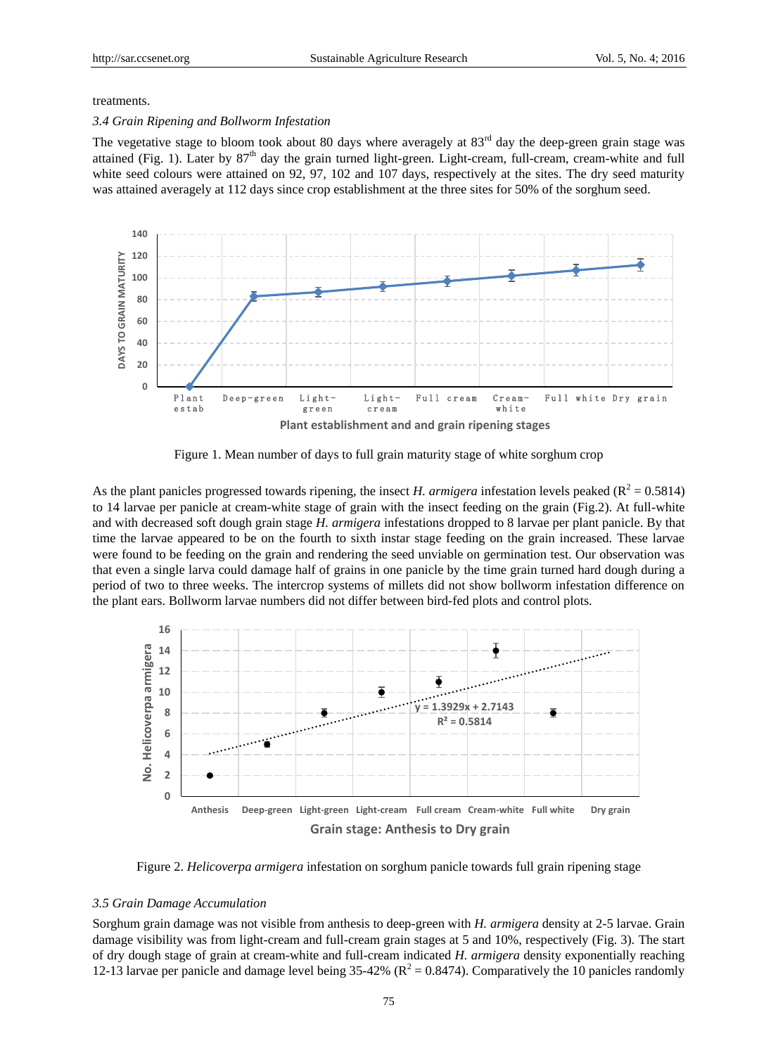treatments.

### 3.4 Grain Ripening and Bollworm Infestation

The vegetative stage to bloom took about 80 days where averagely at 83rd day the deep-green grain stage was attained (Fig. 1). Later by 87th day the grain turned light-green. Light-cream, full-cream, cream-white and full white seed colours were attained on 92, 97, 102 and 107 days, respectively at the sites. The dry seed maturity was attained averagely at 112 days since crop establishment at the three sites for 50% of the sorghum seed.

Figure 1. Mean number of days to full grain maturity stage of white sorghum crop

As the plant panicles progressed towards ripening, the insect *H. armigera* infestation levels peaked ($R^2 = 0.5814$) to 14 larvae per panicle at cream-white stage of grain with the insect feeding on the grain (Fig.2). At full-white and with decreased soft dough grain stage *H. armigera* infestations dropped to 8 larvae per plant panicle. By that time the larvae appeared to be on the fourth to sixth instar stage feeding on the grain increased. These larvae were found to be feeding on the grain and rendering the seed unviable on germination test. Our observation was that even a single larva could damage half of grains in one panicle by the time grain turned hard dough during a period of two to three weeks. The intercrop systems of millets did not show bollworm infestation difference on the plant ears. Bollworm larvae numbers did not differ between bird-fed plots and control plots.

Figure 2. *Helicoverpa armigera* infestation on sorghum panicle towards full grain ripening stage

### 3.5 Grain Damage Accumulation

Sorghum grain damage was not visible from anthesis to deep-green with *H. armigera* density at 2-5 larvae. Grain damage visibility was from light-cream and full-cream grain stages at 5 and 10%, respectively (Fig. 3). The start of dry dough stage of grain at cream-white and full-cream indicated *H. armigera* density exponentially reaching 12-13 larvae per panicle and damage level being 35-42% ($R^2 = 0.8474$). Comparatively the 10 panicles randomly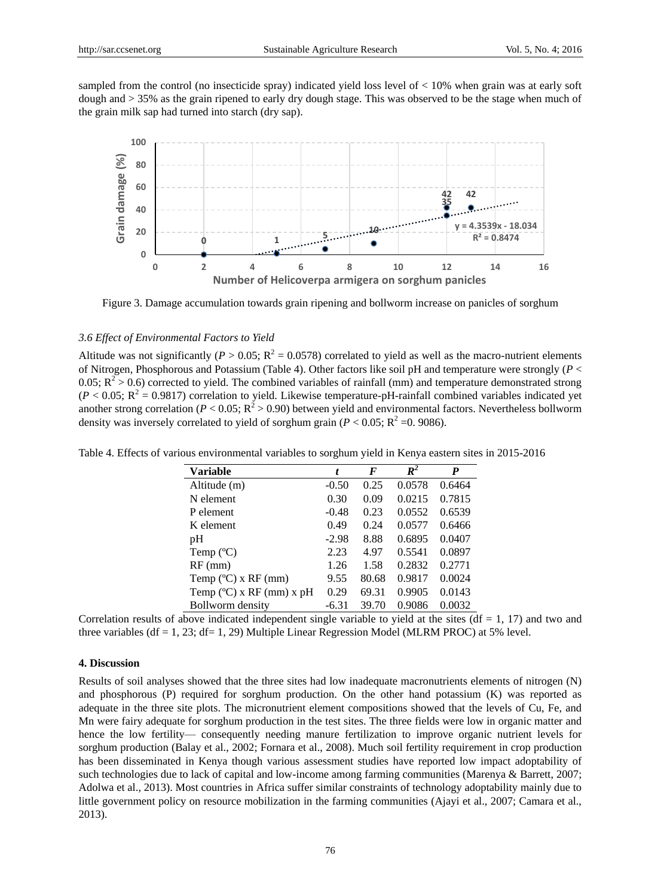sampled from the control (no insecticide spray) indicated yield loss level of < 10% when grain was at early soft dough and > 35% as the grain ripened to early dry dough stage. This was observed to be the stage when much of the grain milk sap had turned into starch (dry sap).

Figure 3. Damage accumulation towards grain ripening and bollworm increase on panicles of sorghum

### 3.6 Effect of Environmental Factors to Yield

Altitude was not significantly ($P > 0.05$; $R^2 = 0.0578$) correlated to yield as well as the macro-nutrient elements of Nitrogen, Phosphorous and Potassium (Table 4). Other factors like soil pH and temperature were strongly ($P < 0.05$; $R^2 > 0.6$) corrected to yield. The combined variables of rainfall (mm) and temperature demonstrated strong ($P < 0.05$; $R^2 = 0.9817$) correlation to yield. Likewise temperature-pH-rainfall combined variables indicated yet another strong correlation ($P < 0.05$; $R^2 > 0.90$) between yield and environmental factors. Nevertheless bollworm density was inversely correlated to yield of sorghum grain ($P < 0.05$; $R^2$ =0. 9086).

Table 4. Effects of various environmental variables to sorghum yield in Kenya eastern sites in 2015-2016

| Variable | *t* | *F* | $R^2$ | *P* |
|---|---|---|---|---|
| Altitude (m) | -0.50 | 0.25 | 0.0578 | 0.6464 |
| N element | 0.30 | 0.09 | 0.0215 | 0.7815 |
| P element | -0.48 | 0.23 | 0.0552 | 0.6539 |
| K element | 0.49 | 0.24 | 0.0577 | 0.6466 |
| pH | -2.98 | 8.88 | 0.6895 | 0.0407 |
| Temp (ºC) | 2.23 | 4.97 | 0.5541 | 0.0897 |
| RF (mm) | 1.26 | 1.58 | 0.2832 | 0.2771 |
| Temp (ºC) x RF (mm) | 9.55 | 80.68 | 0.9817 | 0.0024 |
| Temp (ºC) x RF (mm) x pH | 0.29 | 69.31 | 0.9905 | 0.0143 |
| Bollworm density | -6.31 | 39.70 | 0.9086 | 0.0032 |

Correlation results of above indicated independent single variable to yield at the sites (df = 1, 17) and two and three variables (df = 1, 23; df= 1, 29) Multiple Linear Regression Model (MLRM PROC) at 5% level.

#### 4. Discussion

Results of soil analyses showed that the three sites had low inadequate macronutrients elements of nitrogen (N) and phosphorous (P) required for sorghum production. On the other hand potassium (K) was reported as adequate in the three site plots. The micronutrient element compositions showed that the levels of Cu, Fe, and Mn were fairy adequate for sorghum production in the test sites. The three fields were low in organic matter and hence the low fertility— consequently needing manure fertilization to improve organic nutrient levels for sorghum production (Balay et al., 2002; Fornara et al., 2008). Much soil fertility requirement in crop production has been disseminated in Kenya though various assessment studies have reported low impact adoptability of such technologies due to lack of capital and low-income among farming communities (Marenya & Barrett, 2007; Adolwa et al., 2013). Most countries in Africa suffer similar constraints of technology adoptability mainly due to little government policy on resource mobilization in the farming communities (Ajayi et al., 2007; Camara et al., 2013).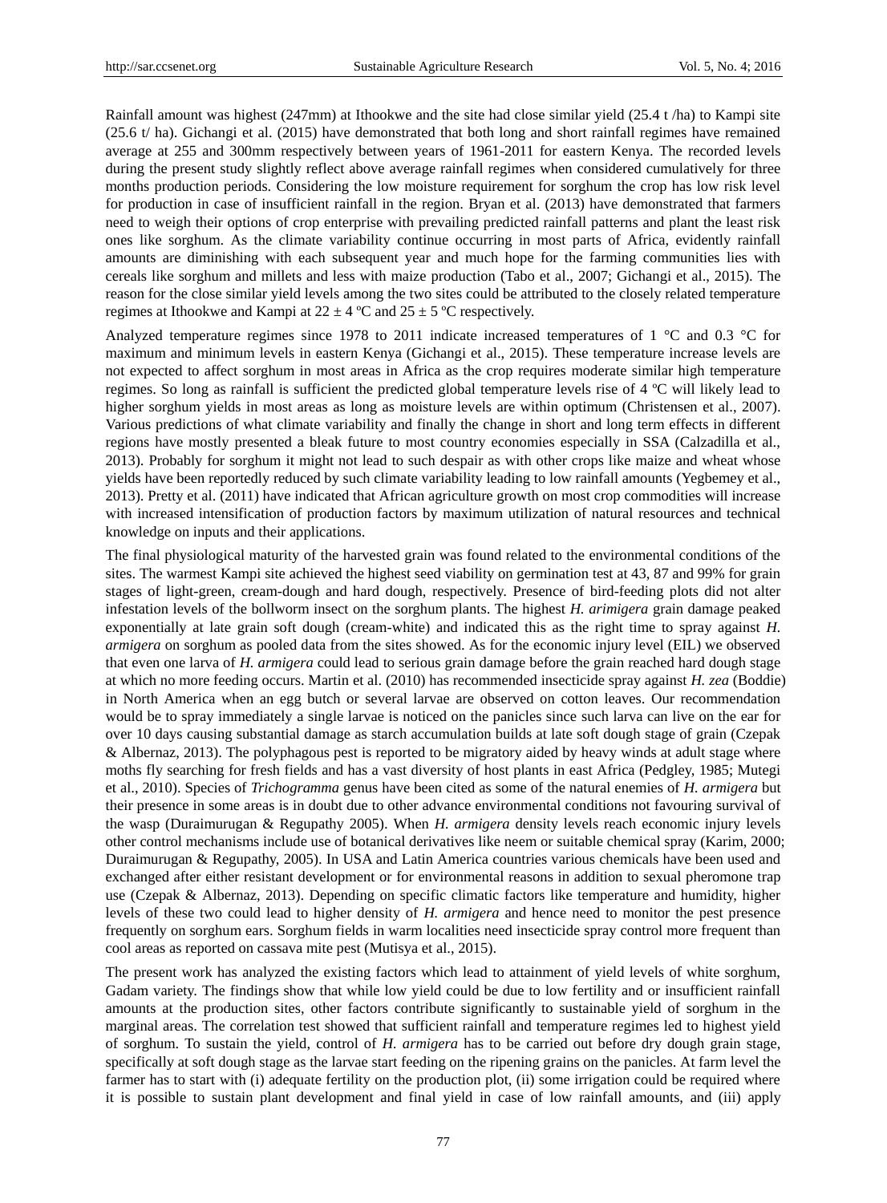Rainfall amount was highest (247mm) at Ithookwe and the site had close similar yield (25.4 t /ha) to Kampi site (25.6 t/ ha). Gichangi et al. (2015) have demonstrated that both long and short rainfall regimes have remained average at 255 and 300mm respectively between years of 1961-2011 for eastern Kenya. The recorded levels during the present study slightly reflect above average rainfall regimes when considered cumulatively for three months production periods. Considering the low moisture requirement for sorghum the crop has low risk level for production in case of insufficient rainfall in the region. Bryan et al. (2013) have demonstrated that farmers need to weigh their options of crop enterprise with prevailing predicted rainfall patterns and plant the least risk ones like sorghum. As the climate variability continue occurring in most parts of Africa, evidently rainfall amounts are diminishing with each subsequent year and much hope for the farming communities lies with cereals like sorghum and millets and less with maize production (Tabo et al., 2007; Gichangi et al., 2015). The reason for the close similar yield levels among the two sites could be attributed to the closely related temperature regimes at Ithookwe and Kampi at $22 \pm 4$ ºC and $25 \pm 5$ ºC respectively.

Analyzed temperature regimes since 1978 to 2011 indicate increased temperatures of 1 °C and 0.3 °C for maximum and minimum levels in eastern Kenya (Gichangi et al., 2015). These temperature increase levels are not expected to affect sorghum in most areas in Africa as the crop requires moderate similar high temperature regimes. So long as rainfall is sufficient the predicted global temperature levels rise of 4 ºC will likely lead to higher sorghum yields in most areas as long as moisture levels are within optimum (Christensen et al., 2007). Various predictions of what climate variability and finally the change in short and long term effects in different regions have mostly presented a bleak future to most country economies especially in SSA (Calzadilla et al., 2013). Probably for sorghum it might not lead to such despair as with other crops like maize and wheat whose yields have been reportedly reduced by such climate variability leading to low rainfall amounts (Yegbemey et al., 2013). Pretty et al. (2011) have indicated that African agriculture growth on most crop commodities will increase with increased intensification of production factors by maximum utilization of natural resources and technical knowledge on inputs and their applications.

The final physiological maturity of the harvested grain was found related to the environmental conditions of the sites. The warmest Kampi site achieved the highest seed viability on germination test at 43, 87 and 99% for grain stages of light-green, cream-dough and hard dough, respectively. Presence of bird-feeding plots did not alter infestation levels of the bollworm insect on the sorghum plants. The highest *H. arimigera* grain damage peaked exponentially at late grain soft dough (cream-white) and indicated this as the right time to spray against *H. armigera* on sorghum as pooled data from the sites showed. As for the economic injury level (EIL) we observed that even one larva of *H. armigera* could lead to serious grain damage before the grain reached hard dough stage at which no more feeding occurs. Martin et al. (2010) has recommended insecticide spray against *H. zea* (Boddie) in North America when an egg butch or several larvae are observed on cotton leaves. Our recommendation would be to spray immediately a single larvae is noticed on the panicles since such larva can live on the ear for over 10 days causing substantial damage as starch accumulation builds at late soft dough stage of grain (Czepak & Albernaz, 2013). The polyphagous pest is reported to be migratory aided by heavy winds at adult stage where moths fly searching for fresh fields and has a vast diversity of host plants in east Africa (Pedgley, 1985; Mutegi et al., 2010). Species of *Trichogramma* genus have been cited as some of the natural enemies of *H. armigera* but their presence in some areas is in doubt due to other advance environmental conditions not favouring survival of the wasp (Duraimurugan & Regupathy 2005). When *H. armigera* density levels reach economic injury levels other control mechanisms include use of botanical derivatives like neem or suitable chemical spray (Karim, 2000; Duraimurugan & Regupathy, 2005). In USA and Latin America countries various chemicals have been used and exchanged after either resistant development or for environmental reasons in addition to sexual pheromone trap use (Czepak & Albernaz, 2013). Depending on specific climatic factors like temperature and humidity, higher levels of these two could lead to higher density of *H. armigera* and hence need to monitor the pest presence frequently on sorghum ears. Sorghum fields in warm localities need insecticide spray control more frequent than cool areas as reported on cassava mite pest (Mutisya et al., 2015).

The present work has analyzed the existing factors which lead to attainment of yield levels of white sorghum, Gadam variety. The findings show that while low yield could be due to low fertility and or insufficient rainfall amounts at the production sites, other factors contribute significantly to sustainable yield of sorghum in the marginal areas. The correlation test showed that sufficient rainfall and temperature regimes led to highest yield of sorghum. To sustain the yield, control of *H. armigera* has to be carried out before dry dough grain stage, specifically at soft dough stage as the larvae start feeding on the ripening grains on the panicles. At farm level the farmer has to start with (i) adequate fertility on the production plot, (ii) some irrigation could be required where it is possible to sustain plant development and final yield in case of low rainfall amounts, and (iii) apply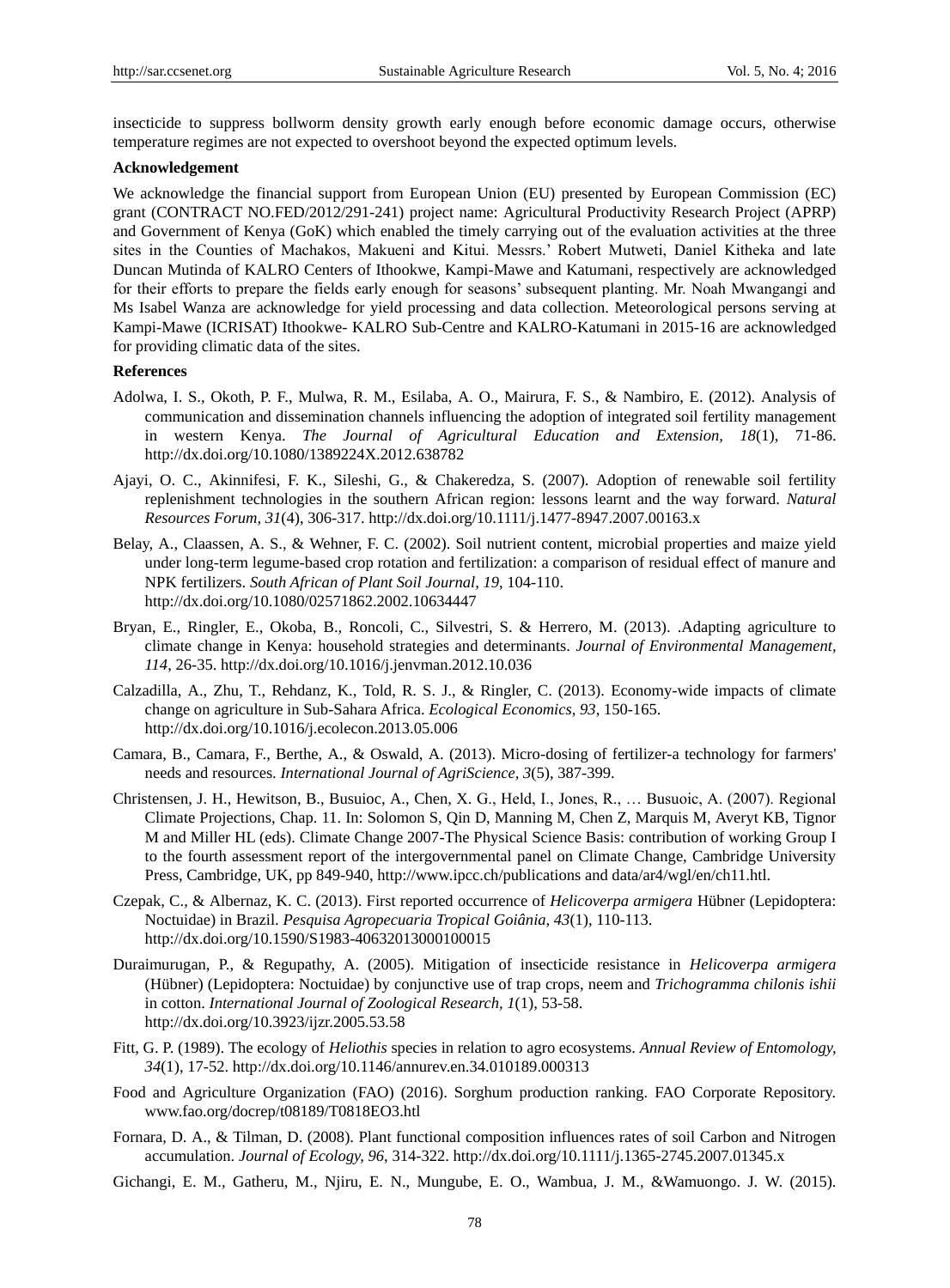insecticide to suppress bollworm density growth early enough before economic damage occurs, otherwise temperature regimes are not expected to overshoot beyond the expected optimum levels.

**Acknowledgement**

We acknowledge the financial support from European Union (EU) presented by European Commission (EC) grant (CONTRACT NO.FED/2012/291-241) project name: Agricultural Productivity Research Project (APRP) and Government of Kenya (GoK) which enabled the timely carrying out of the evaluation activities at the three sites in the Counties of Machakos, Makueni and Kitui. Messrs.' Robert Mutweti, Daniel Kitheka and late Duncan Mutinda of KALRO Centers of Ithookwe, Kampi-Mawe and Katumani, respectively are acknowledged for their efforts to prepare the fields early enough for seasons' subsequent planting. Mr. Noah Mwangangi and Ms Isabel Wanza are acknowledge for yield processing and data collection. Meteorological persons serving at Kampi-Mawe (ICRISAT) Ithookwe- KALRO Sub-Centre and KALRO-Katumani in 2015-16 are acknowledged for providing climatic data of the sites.

**References**

Adolwa, I. S., Okoth, P. F., Mulwa, R. M., Esilaba, A. O., Mairura, F. S., & Nambiro, E. (2012). Analysis of communication and dissemination channels influencing the adoption of integrated soil fertility management in western Kenya. *The Journal of Agricultural Education and Extension, 18*(1), 71-86. http://dx.doi.org/10.1080/1389224X.2012.638782

Ajayi, O. C., Akinnifesi, F. K., Sileshi, G., & Chakeredza, S. (2007). Adoption of renewable soil fertility replenishment technologies in the southern African region: lessons learnt and the way forward. *Natural Resources Forum, 31*(4), 306-317. http://dx.doi.org/10.1111/j.1477-8947.2007.00163.x

Belay, A., Claassen, A. S., & Wehner, F. C. (2002). Soil nutrient content, microbial properties and maize yield under long-term legume-based crop rotation and fertilization: a comparison of residual effect of manure and NPK fertilizers. *South African of Plant Soil Journal, 19*, 104-110. http://dx.doi.org/10.1080/02571862.2002.10634447

Bryan, E., Ringler, E., Okoba, B., Roncoli, C., Silvestri, S. & Herrero, M. (2013). .Adapting agriculture to climate change in Kenya: household strategies and determinants. *Journal of Environmental Management, 114*, 26-35. http://dx.doi.org/10.1016/j.jenvman.2012.10.036

Calzadilla, A., Zhu, T., Rehdanz, K., Told, R. S. J., & Ringler, C. (2013). Economy-wide impacts of climate change on agriculture in Sub-Sahara Africa. *Ecological Economics, 93*, 150-165. http://dx.doi.org/10.1016/j.ecolecon.2013.05.006

Camara, B., Camara, F., Berthe, A., & Oswald, A. (2013). Micro-dosing of fertilizer-a technology for farmers' needs and resources. *International Journal of AgriScience, 3*(5), 387-399.

Christensen, J. H., Hewitson, B., Busuioc, A., Chen, X. G., Held, I., Jones, R., … Busuoic, A. (2007). Regional Climate Projections, Chap. 11. In: Solomon S, Qin D, Manning M, Chen Z, Marquis M, Averyt KB, Tignor M and Miller HL (eds). Climate Change 2007-The Physical Science Basis: contribution of working Group I to the fourth assessment report of the intergovernmental panel on Climate Change, Cambridge University Press, Cambridge, UK, pp 849-940, http://www.ipcc.ch/publications and data/ar4/wgl/en/ch11.htl.

Czepak, C., & Albernaz, K. C. (2013). First reported occurrence of *Helicoverpa armigera* Hübner (Lepidoptera: Noctuidae) in Brazil. *Pesquisa Agropecuaria Tropical Goiânia, 43*(1), 110-113. http://dx.doi.org/10.1590/S1983-40632013000100015

Duraimurugan, P., & Regupathy, A. (2005). Mitigation of insecticide resistance in *Helicoverpa armigera* (Hübner) (Lepidoptera: Noctuidae) by conjunctive use of trap crops, neem and *Trichogramma chilonis ishii* in cotton. *International Journal of Zoological Research, 1*(1), 53-58. http://dx.doi.org/10.3923/ijzr.2005.53.58

Fitt, G. P. (1989). The ecology of *Heliothis* species in relation to agro ecosystems. *Annual Review of Entomology, 34*(1), 17-52. http://dx.doi.org/10.1146/annurev.en.34.010189.000313

Food and Agriculture Organization (FAO) (2016). Sorghum production ranking. FAO Corporate Repository. www.fao.org/docrep/t08189/T0818EO3.htl

Fornara, D. A., & Tilman, D. (2008). Plant functional composition influences rates of soil Carbon and Nitrogen accumulation. *Journal of Ecology, 96*, 314-322. http://dx.doi.org/10.1111/j.1365-2745.2007.01345.x

Gichangi, E. M., Gatheru, M., Njiru, E. N., Mungube, E. O., Wambua, J. M., &Wamuongo. J. W. (2015).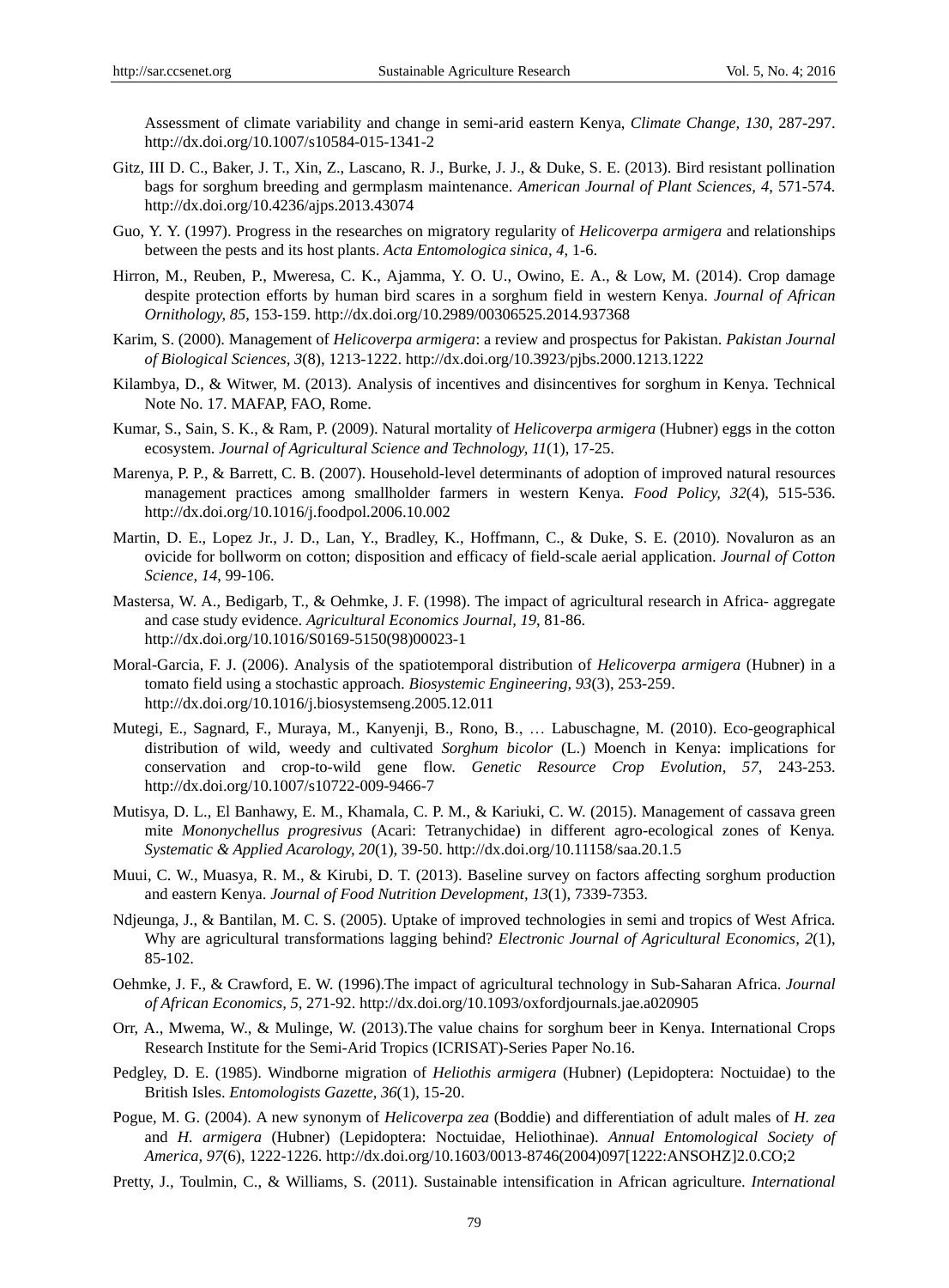Assessment of climate variability and change in semi-arid eastern Kenya, *Climate Change, 130*, 287-297. http://dx.doi.org/10.1007/s10584-015-1341-2

Gitz, III D. C., Baker, J. T., Xin, Z., Lascano, R. J., Burke, J. J., & Duke, S. E. (2013). Bird resistant pollination bags for sorghum breeding and germplasm maintenance. *American Journal of Plant Sciences, 4*, 571-574. http://dx.doi.org/10.4236/ajps.2013.43074

Guo, Y. Y. (1997). Progress in the researches on migratory regularity of *Helicoverpa armigera* and relationships between the pests and its host plants. *Acta Entomologica sinica, 4*, 1-6.

Hirron, M., Reuben, P., Mweresa, C. K., Ajamma, Y. O. U., Owino, E. A., & Low, M. (2014). Crop damage despite protection efforts by human bird scares in a sorghum field in western Kenya. *Journal of African Ornithology, 85*, 153-159. http://dx.doi.org/10.2989/00306525.2014.937368

Karim, S. (2000). Management of *Helicoverpa armigera*: a review and prospectus for Pakistan. *Pakistan Journal of Biological Sciences, 3*(8), 1213-1222. http://dx.doi.org/10.3923/pjbs.2000.1213.1222

Kilambya, D., & Witwer, M. (2013). Analysis of incentives and disincentives for sorghum in Kenya. Technical Note No. 17. MAFAP, FAO, Rome.

Kumar, S., Sain, S. K., & Ram, P. (2009). Natural mortality of *Helicoverpa armigera* (Hubner) eggs in the cotton ecosystem. *Journal of Agricultural Science and Technology, 11*(1), 17-25.

Marenya, P. P., & Barrett, C. B. (2007). Household-level determinants of adoption of improved natural resources management practices among smallholder farmers in western Kenya. *Food Policy, 32*(4), 515-536. http://dx.doi.org/10.1016/j.foodpol.2006.10.002

Martin, D. E., Lopez Jr., J. D., Lan, Y., Bradley, K., Hoffmann, C., & Duke, S. E. (2010). Novaluron as an ovicide for bollworm on cotton; disposition and efficacy of field-scale aerial application. *Journal of Cotton Science, 14*, 99-106.

Mastersa, W. A., Bedigarb, T., & Oehmke, J. F. (1998). The impact of agricultural research in Africa- aggregate and case study evidence. *Agricultural Economics Journal, 19*, 81-86. http://dx.doi.org/10.1016/S0169-5150(98)00023-1

Moral-Garcia, F. J. (2006). Analysis of the spatiotemporal distribution of *Helicoverpa armigera* (Hubner) in a tomato field using a stochastic approach. *Biosystemic Engineering, 93*(3), 253-259. http://dx.doi.org/10.1016/j.biosystemseng.2005.12.011

Mutegi, E., Sagnard, F., Muraya, M., Kanyenji, B., Rono, B., … Labuschagne, M. (2010). Eco-geographical distribution of wild, weedy and cultivated *Sorghum bicolor* (L.) Moench in Kenya: implications for conservation and crop-to-wild gene flow. *Genetic Resource Crop Evolution, 57*, 243-253. http://dx.doi.org/10.1007/s10722-009-9466-7

Mutisya, D. L., El Banhawy, E. M., Khamala, C. P. M., & Kariuki, C. W. (2015). Management of cassava green mite *Mononychellus progresivus* (Acari: Tetranychidae) in different agro-ecological zones of Kenya. *Systematic & Applied Acarology, 20*(1), 39-50. http://dx.doi.org/10.11158/saa.20.1.5

Muui, C. W., Muasya, R. M., & Kirubi, D. T. (2013). Baseline survey on factors affecting sorghum production and eastern Kenya. *Journal of Food Nutrition Development, 13*(1), 7339-7353.

Ndjeunga, J., & Bantilan, M. C. S. (2005). Uptake of improved technologies in semi and tropics of West Africa. Why are agricultural transformations lagging behind? *Electronic Journal of Agricultural Economics, 2*(1), 85-102.

Oehmke, J. F., & Crawford, E. W. (1996).The impact of agricultural technology in Sub-Saharan Africa. *Journal of African Economics, 5*, 271-92. http://dx.doi.org/10.1093/oxfordjournals.jae.a020905

Orr, A., Mwema, W., & Mulinge, W. (2013).The value chains for sorghum beer in Kenya. International Crops Research Institute for the Semi-Arid Tropics (ICRISAT)-Series Paper No.16.

Pedgley, D. E. (1985). Windborne migration of *Heliothis armigera* (Hubner) (Lepidoptera: Noctuidae) to the British Isles. *Entomologists Gazette, 36*(1), 15-20.

Pogue, M. G. (2004). A new synonym of *Helicoverpa zea* (Boddie) and differentiation of adult males of *H. zea* and *H. armigera* (Hubner) (Lepidoptera: Noctuidae, Heliothinae). *Annual Entomological Society of America, 97*(6), 1222-1226. http://dx.doi.org/10.1603/0013-8746(2004)097[1222:ANSOHZ]2.0.CO;2

Pretty, J., Toulmin, C., & Williams, S. (2011). Sustainable intensification in African agriculture. *International*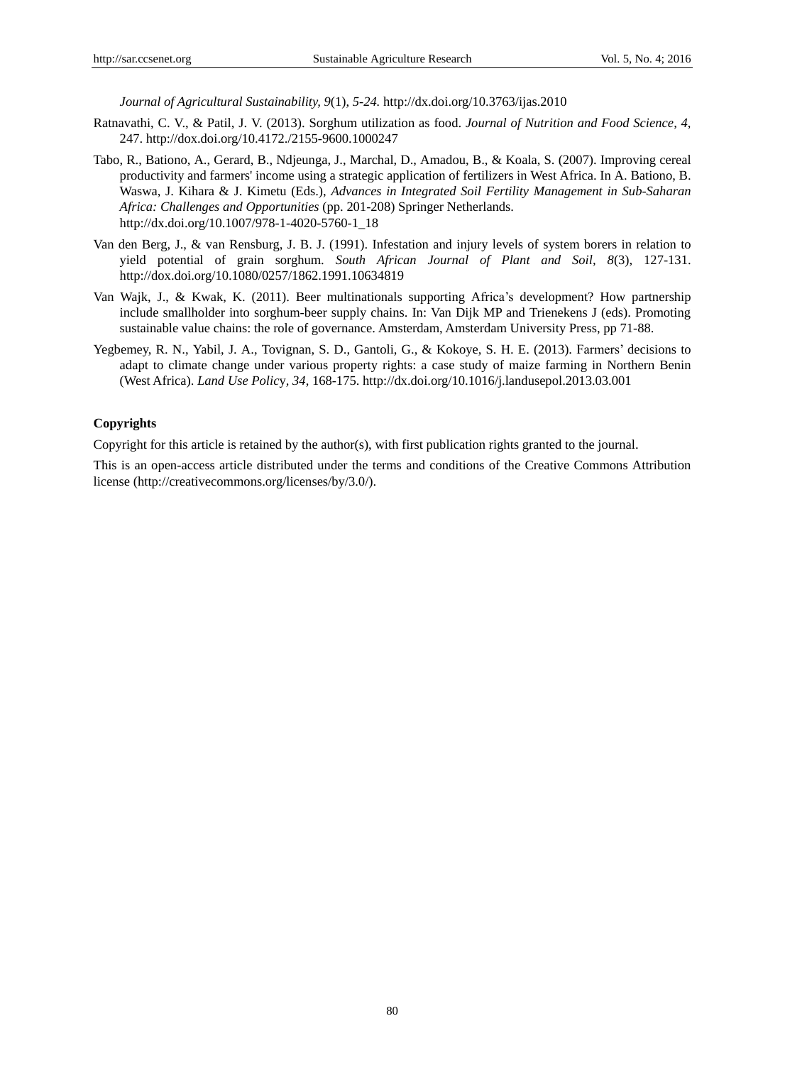*Journal of Agricultural Sustainability, 9*(1), *5-24.* http://dx.doi.org/10.3763/ijas.2010

Ratnavathi, C. V., & Patil, J. V. (2013). Sorghum utilization as food. *Journal of Nutrition and Food Science, 4*, 247. http://dox.doi.org/10.4172./2155-9600.1000247

Tabo, R., Bationo, A., Gerard, B., Ndjeunga, J., Marchal, D., Amadou, B., & Koala, S. (2007). Improving cereal productivity and farmers' income using a strategic application of fertilizers in West Africa. In A. Bationo, B. Waswa, J. Kihara & J. Kimetu (Eds.), *Advances in Integrated Soil Fertility Management in Sub-Saharan Africa: Challenges and Opportunities* (pp. 201-208) Springer Netherlands. http://dx.doi.org/10.1007/978-1-4020-5760-1_18

Van den Berg, J., & van Rensburg, J. B. J. (1991). Infestation and injury levels of system borers in relation to yield potential of grain sorghum. *South African Journal of Plant and Soil, 8*(3), 127-131. http://dox.doi.org/10.1080/0257/1862.1991.10634819

Van Wajk, J., & Kwak, K. (2011). Beer multinationals supporting Africa's development? How partnership include smallholder into sorghum-beer supply chains. In: Van Dijk MP and Trienekens J (eds). Promoting sustainable value chains: the role of governance. Amsterdam, Amsterdam University Press, pp 71-88.

Yegbemey, R. N., Yabil, J. A., Tovignan, S. D., Gantoli, G., & Kokoye, S. H. E. (2013). Farmers' decisions to adapt to climate change under various property rights: a case study of maize farming in Northern Benin (West Africa). *Land Use Policy*, *34*, 168-175. http://dx.doi.org/10.1016/j.landusepol.2013.03.001

**Copyrights**

Copyright for this article is retained by the author(s), with first publication rights granted to the journal.

This is an open-access article distributed under the terms and conditions of the Creative Commons Attribution license (http://creativecommons.org/licenses/by/3.0/).